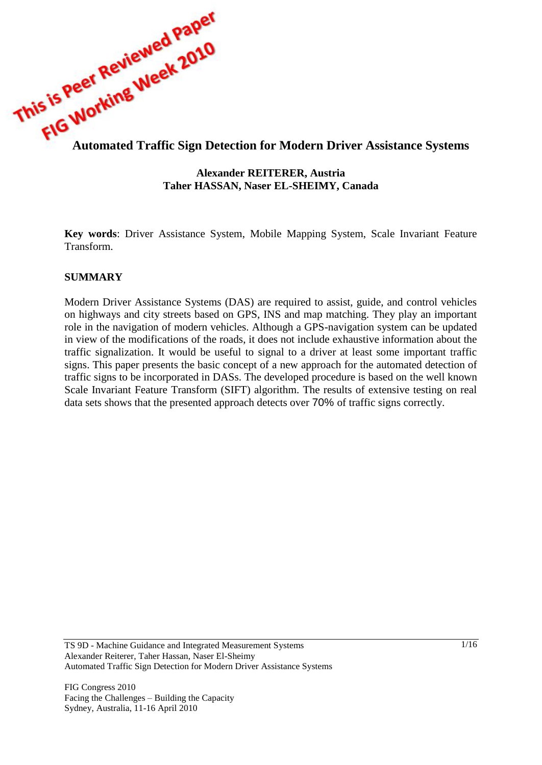This is Peer Reviewed Paper
FIG Working Week 2010

# Automated Traffic Sign Detection for Modern Driver Assistance Systems

**Alexander REITERER, Austria**
**Taher HASSAN, Naser EL-SHEIMY, Canada**

**Key words**: Driver Assistance System, Mobile Mapping System, Scale Invariant Feature Transform.

## SUMMARY

Modern Driver Assistance Systems (DAS) are required to assist, guide, and control vehicles on highways and city streets based on GPS, INS and map matching. They play an important role in the navigation of modern vehicles. Although a GPS-navigation system can be updated in view of the modifications of the roads, it does not include exhaustive information about the traffic signalization. It would be useful to signal to a driver at least some important traffic signs. This paper presents the basic concept of a new approach for the automated detection of traffic signs to be incorporated in DASs. The developed procedure is based on the well known Scale Invariant Feature Transform (SIFT) algorithm. The results of extensive testing on real data sets shows that the presented approach detects over 70% of traffic signs correctly.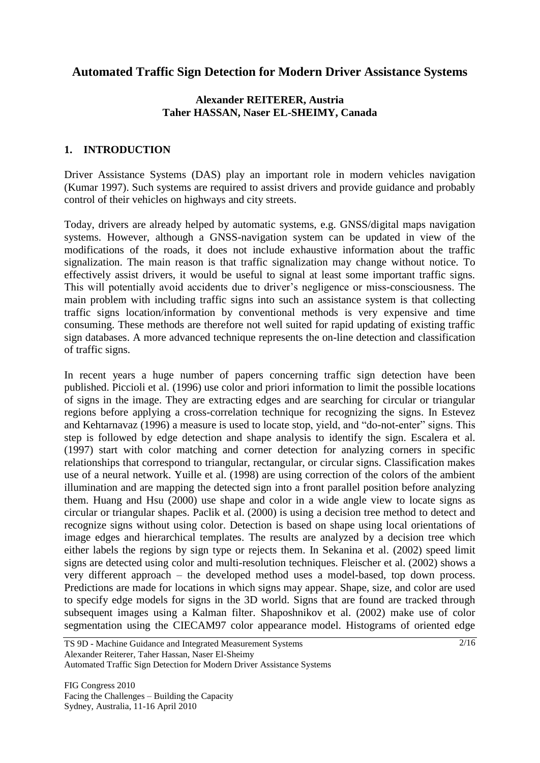# Automated Traffic Sign Detection for Modern Driver Assistance Systems

**Alexander REITERER, Austria**
**Taher HASSAN, Naser EL-SHEIMY, Canada**

## 1. INTRODUCTION

Driver Assistance Systems (DAS) play an important role in modern vehicles navigation (Kumar 1997). Such systems are required to assist drivers and provide guidance and probably control of their vehicles on highways and city streets.

Today, drivers are already helped by automatic systems, e.g. GNSS/digital maps navigation systems. However, although a GNSS-navigation system can be updated in view of the modifications of the roads, it does not include exhaustive information about the traffic signalization. The main reason is that traffic signalization may change without notice. To effectively assist drivers, it would be useful to signal at least some important traffic signs. This will potentially avoid accidents due to driver's negligence or miss-consciousness. The main problem with including traffic signs into such an assistance system is that collecting traffic signs location/information by conventional methods is very expensive and time consuming. These methods are therefore not well suited for rapid updating of existing traffic sign databases. A more advanced technique represents the on-line detection and classification of traffic signs.

In recent years a huge number of papers concerning traffic sign detection have been published. Piccioli et al. (1996) use color and priori information to limit the possible locations of signs in the image. They are extracting edges and are searching for circular or triangular regions before applying a cross-correlation technique for recognizing the signs. In Estevez and Kehtarnavaz (1996) a measure is used to locate stop, yield, and "do-not-enter" signs. This step is followed by edge detection and shape analysis to identify the sign. Escalera et al. (1997) start with color matching and corner detection for analyzing corners in specific relationships that correspond to triangular, rectangular, or circular signs. Classification makes use of a neural network. Yuille et al. (1998) are using correction of the colors of the ambient illumination and are mapping the detected sign into a front parallel position before analyzing them. Huang and Hsu (2000) use shape and color in a wide angle view to locate signs as circular or triangular shapes. Paclik et al. (2000) is using a decision tree method to detect and recognize signs without using color. Detection is based on shape using local orientations of image edges and hierarchical templates. The results are analyzed by a decision tree which either labels the regions by sign type or rejects them. In Sekanina et al. (2002) speed limit signs are detected using color and multi-resolution techniques. Fleischer et al. (2002) shows a very different approach – the developed method uses a model-based, top down process. Predictions are made for locations in which signs may appear. Shape, size, and color are used to specify edge models for signs in the 3D world. Signs that are found are tracked through subsequent images using a Kalman filter. Shaposhnikov et al. (2002) make use of color segmentation using the CIECAM97 color appearance model. Histograms of oriented edge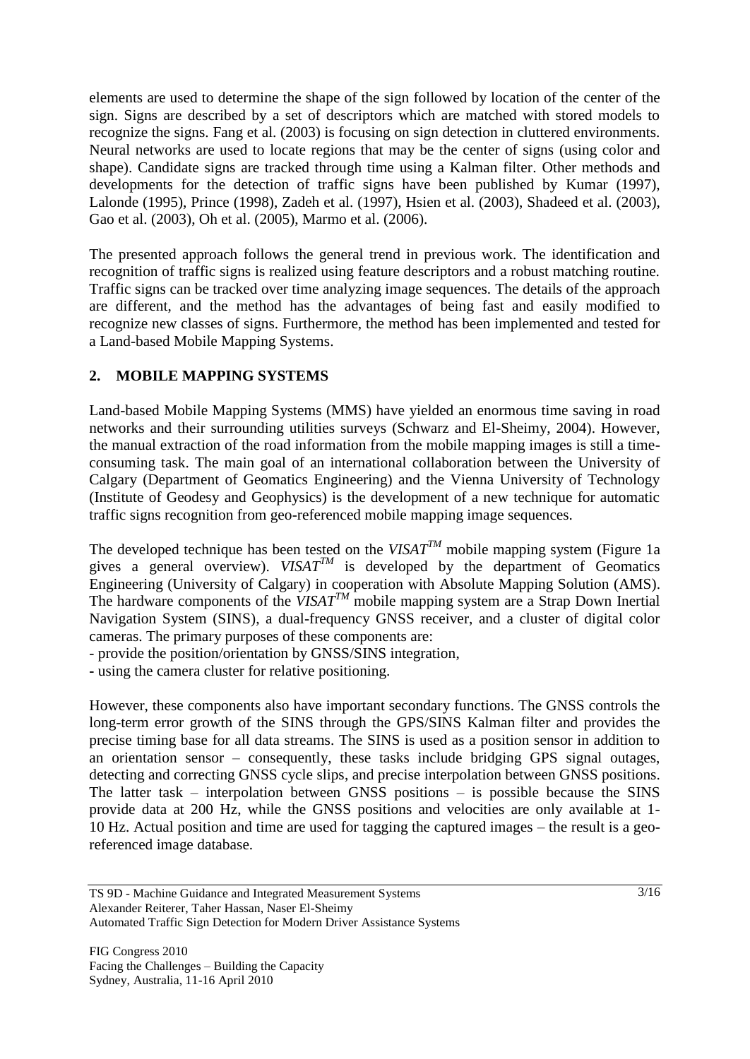elements are used to determine the shape of the sign followed by location of the center of the sign. Signs are described by a set of descriptors which are matched with stored models to recognize the signs. Fang et al. (2003) is focusing on sign detection in cluttered environments. Neural networks are used to locate regions that may be the center of signs (using color and shape). Candidate signs are tracked through time using a Kalman filter. Other methods and developments for the detection of traffic signs have been published by Kumar (1997), Lalonde (1995), Prince (1998), Zadeh et al. (1997), Hsien et al. (2003), Shadeed et al. (2003), Gao et al. (2003), Oh et al. (2005), Marmo et al. (2006).

The presented approach follows the general trend in previous work. The identification and recognition of traffic signs is realized using feature descriptors and a robust matching routine. Traffic signs can be tracked over time analyzing image sequences. The details of the approach are different, and the method has the advantages of being fast and easily modified to recognize new classes of signs. Furthermore, the method has been implemented and tested for a Land-based Mobile Mapping Systems.

## 2. MOBILE MAPPING SYSTEMS

Land-based Mobile Mapping Systems (MMS) have yielded an enormous time saving in road networks and their surrounding utilities surveys (Schwarz and El-Sheimy, 2004). However, the manual extraction of the road information from the mobile mapping images is still a time-consuming task. The main goal of an international collaboration between the University of Calgary (Department of Geomatics Engineering) and the Vienna University of Technology (Institute of Geodesy and Geophysics) is the development of a new technique for automatic traffic signs recognition from geo-referenced mobile mapping image sequences.

The developed technique has been tested on the *VISAT*[TM] mobile mapping system (Figure 1a gives a general overview). *VISAT*[TM] is developed by the department of Geomatics Engineering (University of Calgary) in cooperation with Absolute Mapping Solution (AMS). The hardware components of the *VISAT*[TM] mobile mapping system are a Strap Down Inertial Navigation System (SINS), a dual-frequency GNSS receiver, and a cluster of digital color cameras. The primary purposes of these components are:

- provide the position/orientation by GNSS/SINS integration,
- using the camera cluster for relative positioning.

However, these components also have important secondary functions. The GNSS controls the long-term error growth of the SINS through the GPS/SINS Kalman filter and provides the precise timing base for all data streams. The SINS is used as a position sensor in addition to an orientation sensor – consequently, these tasks include bridging GPS signal outages, detecting and correcting GNSS cycle slips, and precise interpolation between GNSS positions. The latter task – interpolation between GNSS positions – is possible because the SINS provide data at 200 Hz, while the GNSS positions and velocities are only available at 1-10 Hz. Actual position and time are used for tagging the captured images – the result is a geo-referenced image database.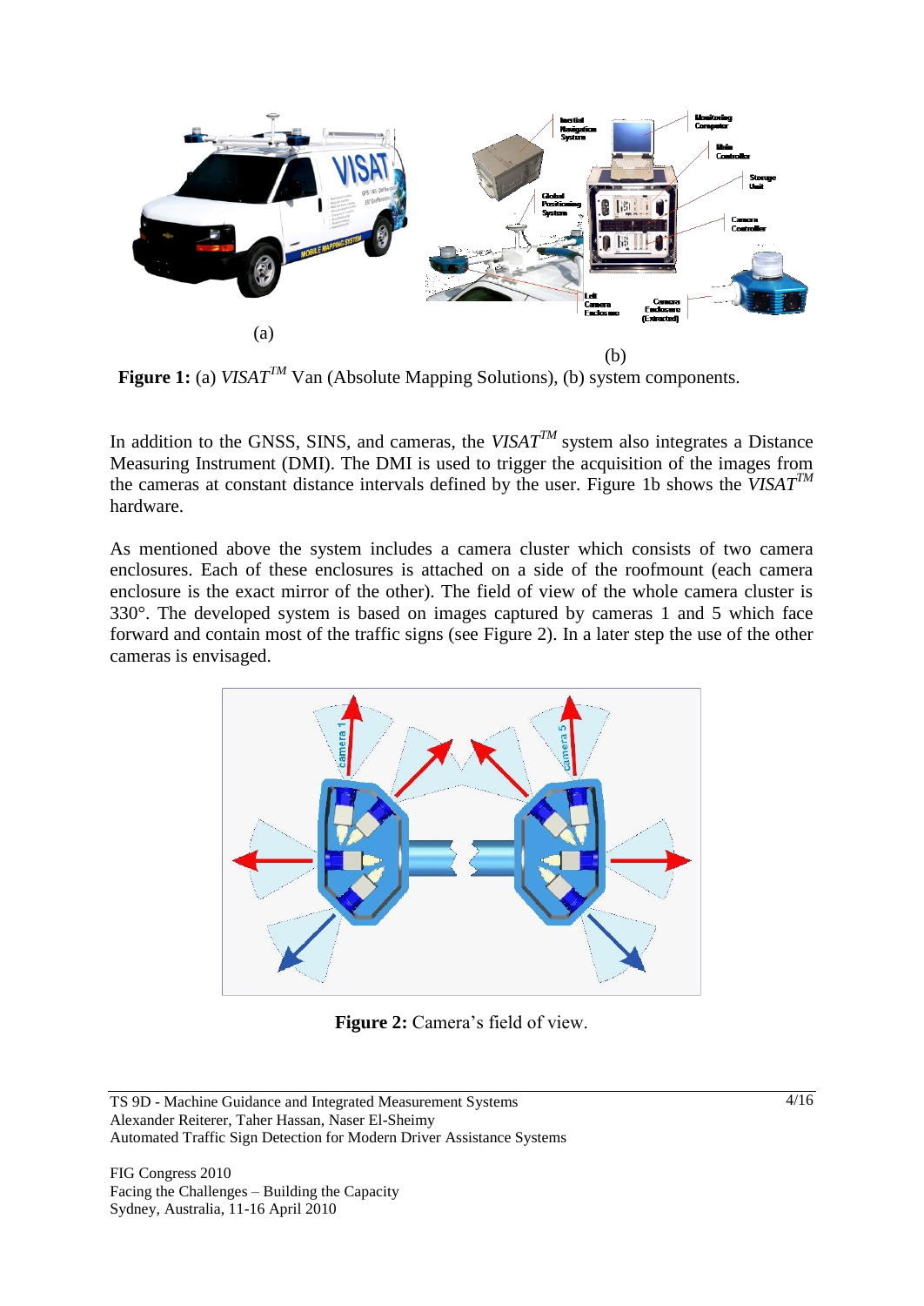(a)

(b)

**Figure 1:** (a) *VISAT™* Van (Absolute Mapping Solutions), (b) system components.

In addition to the GNSS, SINS, and cameras, the *VISAT™* system also integrates a Distance Measuring Instrument (DMI). The DMI is used to trigger the acquisition of the images from the cameras at constant distance intervals defined by the user. Figure 1b shows the *VISAT™* hardware.

As mentioned above the system includes a camera cluster which consists of two camera enclosures. Each of these enclosures is attached on a side of the roofmount (each camera enclosure is the exact mirror of the other). The field of view of the whole camera cluster is 330°. The developed system is based on images captured by cameras 1 and 5 which face forward and contain most of the traffic signs (see Figure 2). In a later step the use of the other cameras is envisaged.

**Figure 2:** Camera's field of view.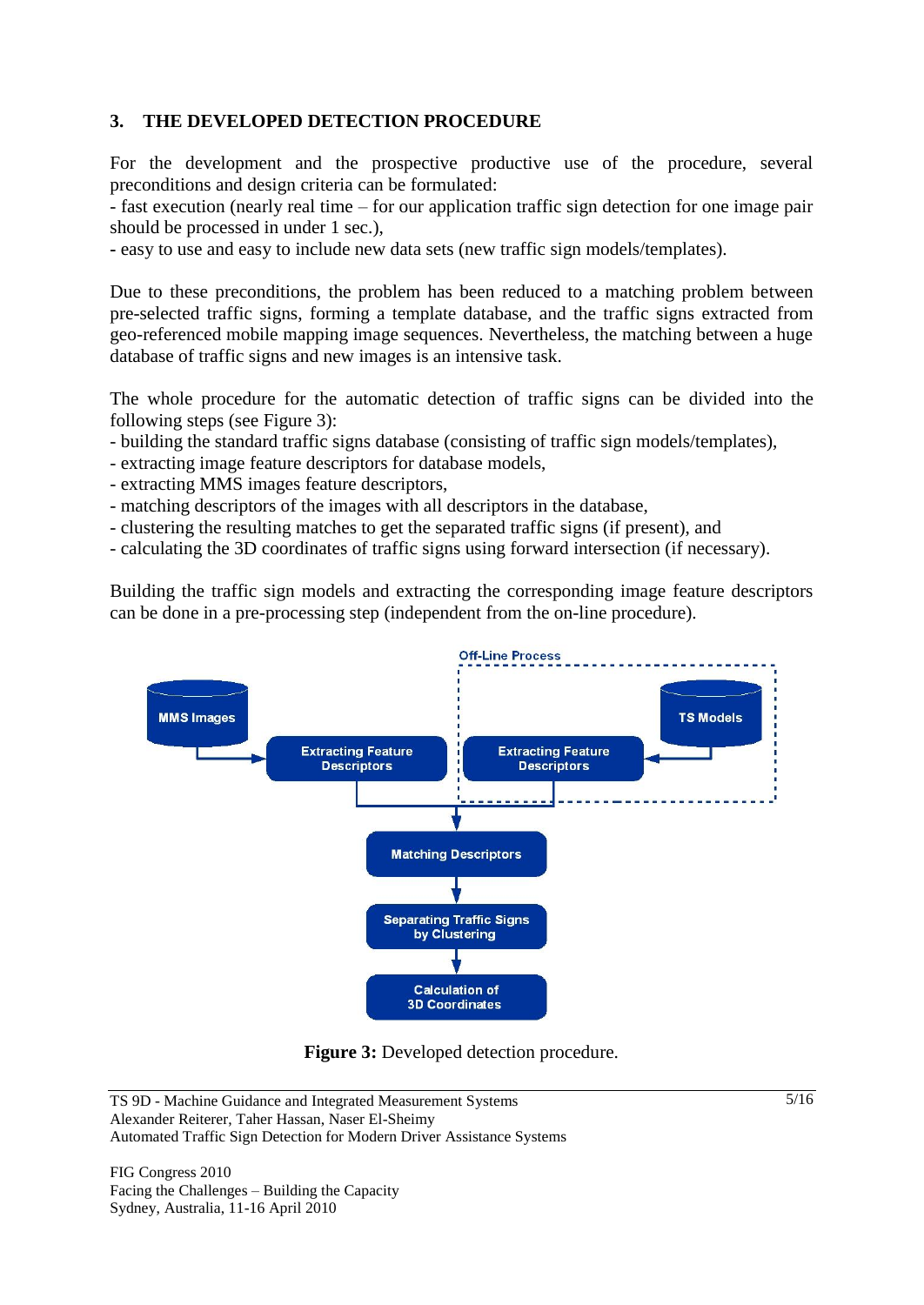## 3. THE DEVELOPED DETECTION PROCEDURE

For the development and the prospective productive use of the procedure, several preconditions and design criteria can be formulated:
- fast execution (nearly real time – for our application traffic sign detection for one image pair should be processed in under 1 sec.),
- easy to use and easy to include new data sets (new traffic sign models/templates).

Due to these preconditions, the problem has been reduced to a matching problem between pre-selected traffic signs, forming a template database, and the traffic signs extracted from geo-referenced mobile mapping image sequences. Nevertheless, the matching between a huge database of traffic signs and new images is an intensive task.

The whole procedure for the automatic detection of traffic signs can be divided into the following steps (see Figure 3):
- building the standard traffic signs database (consisting of traffic sign models/templates),
- extracting image feature descriptors for database models,
- extracting MMS images feature descriptors,
- matching descriptors of the images with all descriptors in the database,
- clustering the resulting matches to get the separated traffic signs (if present), and
- calculating the 3D coordinates of traffic signs using forward intersection (if necessary).

Building the traffic sign models and extracting the corresponding image feature descriptors can be done in a pre-processing step (independent from the on-line procedure).

**Figure 3:** Developed detection procedure.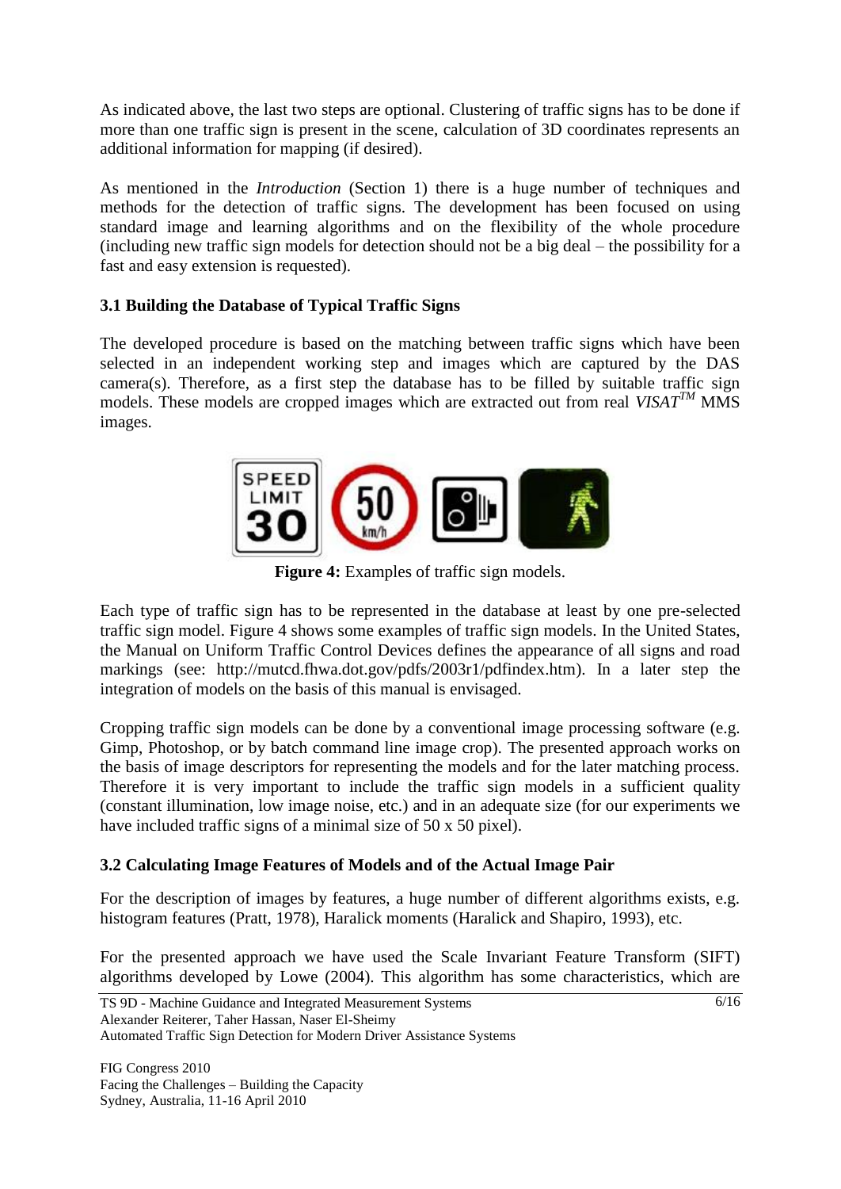As indicated above, the last two steps are optional. Clustering of traffic signs has to be done if more than one traffic sign is present in the scene, calculation of 3D coordinates represents an additional information for mapping (if desired).

As mentioned in the *Introduction* (Section 1) there is a huge number of techniques and methods for the detection of traffic signs. The development has been focused on using standard image and learning algorithms and on the flexibility of the whole procedure (including new traffic sign models for detection should not be a big deal – the possibility for a fast and easy extension is requested).

### 3.1 Building the Database of Typical Traffic Signs

The developed procedure is based on the matching between traffic signs which have been selected in an independent working step and images which are captured by the DAS camera(s). Therefore, as a first step the database has to be filled by suitable traffic sign models. These models are cropped images which are extracted out from real *VISAT*[TM] MMS images.

**Figure 4:** Examples of traffic sign models.

Each type of traffic sign has to be represented in the database at least by one pre-selected traffic sign model. Figure 4 shows some examples of traffic sign models. In the United States, the Manual on Uniform Traffic Control Devices defines the appearance of all signs and road markings (see: http://mutcd.fhwa.dot.gov/pdfs/2003r1/pdfindex.htm). In a later step the integration of models on the basis of this manual is envisaged.

Cropping traffic sign models can be done by a conventional image processing software (e.g. Gimp, Photoshop, or by batch command line image crop). The presented approach works on the basis of image descriptors for representing the models and for the later matching process. Therefore it is very important to include the traffic sign models in a sufficient quality (constant illumination, low image noise, etc.) and in an adequate size (for our experiments we have included traffic signs of a minimal size of 50 x 50 pixel).

### 3.2 Calculating Image Features of Models and of the Actual Image Pair

For the description of images by features, a huge number of different algorithms exists, e.g. histogram features (Pratt, 1978), Haralick moments (Haralick and Shapiro, 1993), etc.

For the presented approach we have used the Scale Invariant Feature Transform (SIFT) algorithms developed by Lowe (2004). This algorithm has some characteristics, which are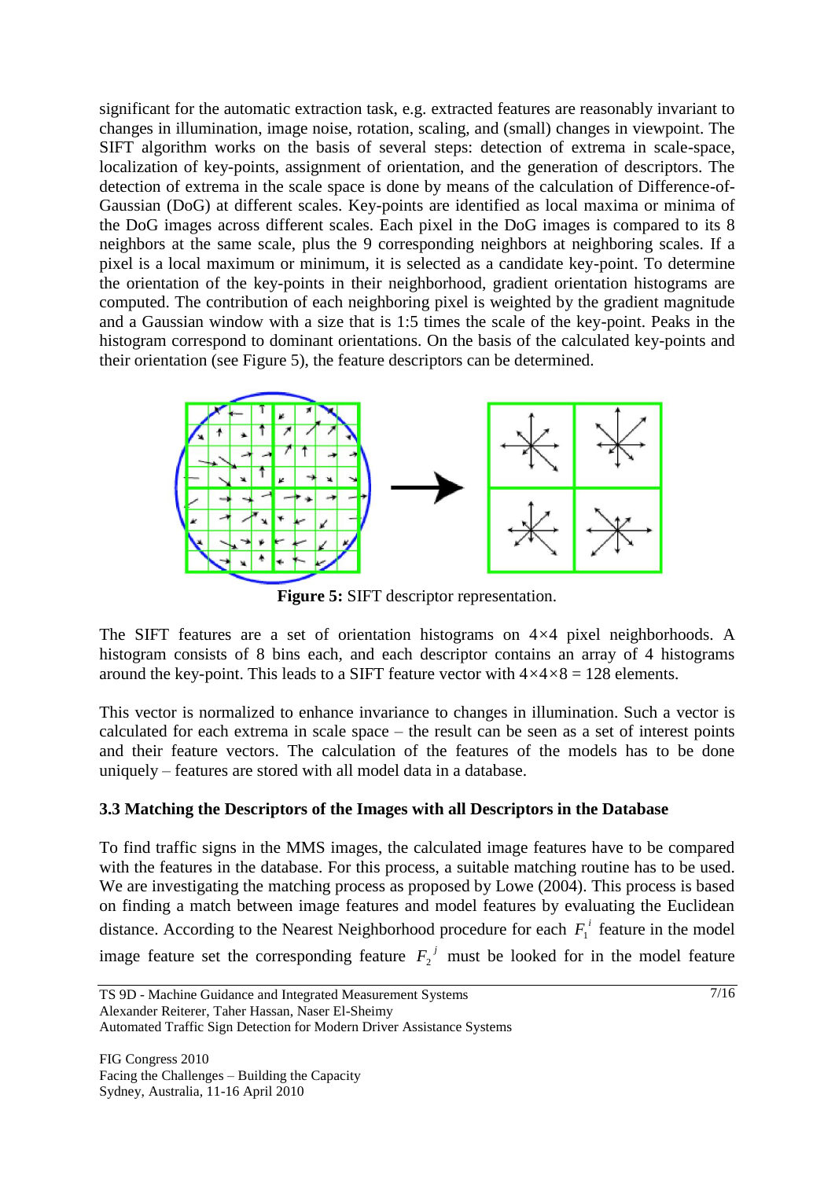significant for the automatic extraction task, e.g. extracted features are reasonably invariant to changes in illumination, image noise, rotation, scaling, and (small) changes in viewpoint. The SIFT algorithm works on the basis of several steps: detection of extrema in scale-space, localization of key-points, assignment of orientation, and the generation of descriptors. The detection of extrema in the scale space is done by means of the calculation of Difference-of-Gaussian (DoG) at different scales. Key-points are identified as local maxima or minima of the DoG images across different scales. Each pixel in the DoG images is compared to its 8 neighbors at the same scale, plus the 9 corresponding neighbors at neighboring scales. If a pixel is a local maximum or minimum, it is selected as a candidate key-point. To determine the orientation of the key-points in their neighborhood, gradient orientation histograms are computed. The contribution of each neighboring pixel is weighted by the gradient magnitude and a Gaussian window with a size that is 1:5 times the scale of the key-point. Peaks in the histogram correspond to dominant orientations. On the basis of the calculated key-points and their orientation (see Figure 5), the feature descriptors can be determined.

**Figure 5:** SIFT descriptor representation.

The SIFT features are a set of orientation histograms on 4×4 pixel neighborhoods. A histogram consists of 8 bins each, and each descriptor contains an array of 4 histograms around the key-point. This leads to a SIFT feature vector with 4×4×8 = 128 elements.

This vector is normalized to enhance invariance to changes in illumination. Such a vector is calculated for each extrema in scale space – the result can be seen as a set of interest points and their feature vectors. The calculation of the features of the models has to be done uniquely – features are stored with all model data in a database.

### 3.3 Matching the Descriptors of the Images with all Descriptors in the Database

To find traffic signs in the MMS images, the calculated image features have to be compared with the features in the database. For this process, a suitable matching routine has to be used. We are investigating the matching process as proposed by Lowe (2004). This process is based on finding a match between image features and model features by evaluating the Euclidean distance. According to the Nearest Neighborhood procedure for each $F_1^{\,i}$ feature in the model image feature set the corresponding feature $F_2^{\,j}$ must be looked for in the model feature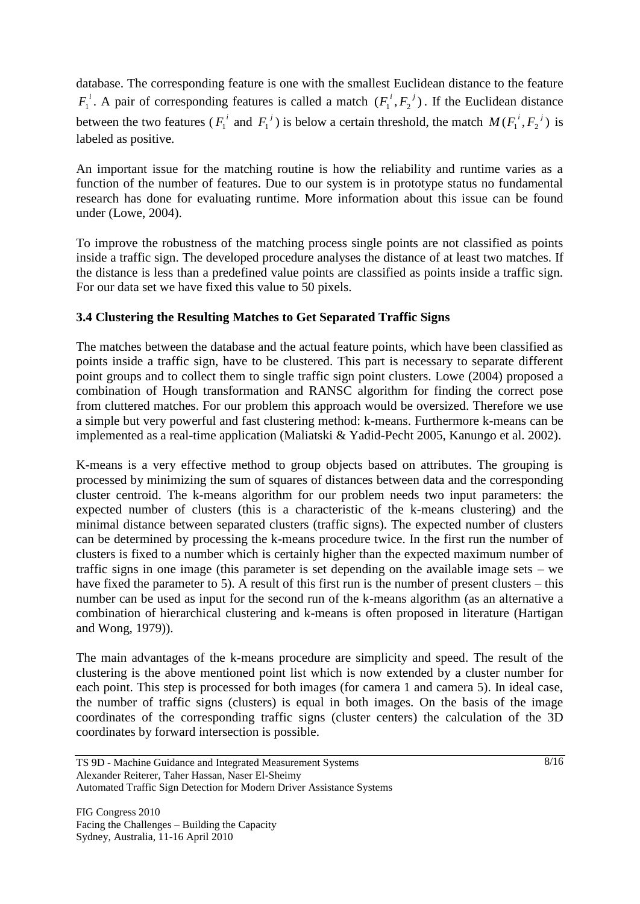database. The corresponding feature is one with the smallest Euclidean distance to the feature $F_1^{\,i}$. A pair of corresponding features is called a match $(F_1^{\,i}, F_2^{\,j})$. If the Euclidean distance between the two features ($F_1^{\,i}$ and $F_1^{\,j}$) is below a certain threshold, the match $M(F_1^{\,i}, F_2^{\,j})$ is labeled as positive.

An important issue for the matching routine is how the reliability and runtime varies as a function of the number of features. Due to our system is in prototype status no fundamental research has done for evaluating runtime. More information about this issue can be found under (Lowe, 2004).

To improve the robustness of the matching process single points are not classified as points inside a traffic sign. The developed procedure analyses the distance of at least two matches. If the distance is less than a predefined value points are classified as points inside a traffic sign. For our data set we have fixed this value to 50 pixels.

### 3.4 Clustering the Resulting Matches to Get Separated Traffic Signs

The matches between the database and the actual feature points, which have been classified as points inside a traffic sign, have to be clustered. This part is necessary to separate different point groups and to collect them to single traffic sign point clusters. Lowe (2004) proposed a combination of Hough transformation and RANSC algorithm for finding the correct pose from cluttered matches. For our problem this approach would be oversized. Therefore we use a simple but very powerful and fast clustering method: k-means. Furthermore k-means can be implemented as a real-time application (Maliatski & Yadid-Pecht 2005, Kanungo et al. 2002).

K-means is a very effective method to group objects based on attributes. The grouping is processed by minimizing the sum of squares of distances between data and the corresponding cluster centroid. The k-means algorithm for our problem needs two input parameters: the expected number of clusters (this is a characteristic of the k-means clustering) and the minimal distance between separated clusters (traffic signs). The expected number of clusters can be determined by processing the k-means procedure twice. In the first run the number of clusters is fixed to a number which is certainly higher than the expected maximum number of traffic signs in one image (this parameter is set depending on the available image sets – we have fixed the parameter to 5). A result of this first run is the number of present clusters – this number can be used as input for the second run of the k-means algorithm (as an alternative a combination of hierarchical clustering and k-means is often proposed in literature (Hartigan and Wong, 1979)).

The main advantages of the k-means procedure are simplicity and speed. The result of the clustering is the above mentioned point list which is now extended by a cluster number for each point. This step is processed for both images (for camera 1 and camera 5). In ideal case, the number of traffic signs (clusters) is equal in both images. On the basis of the image coordinates of the corresponding traffic signs (cluster centers) the calculation of the 3D coordinates by forward intersection is possible.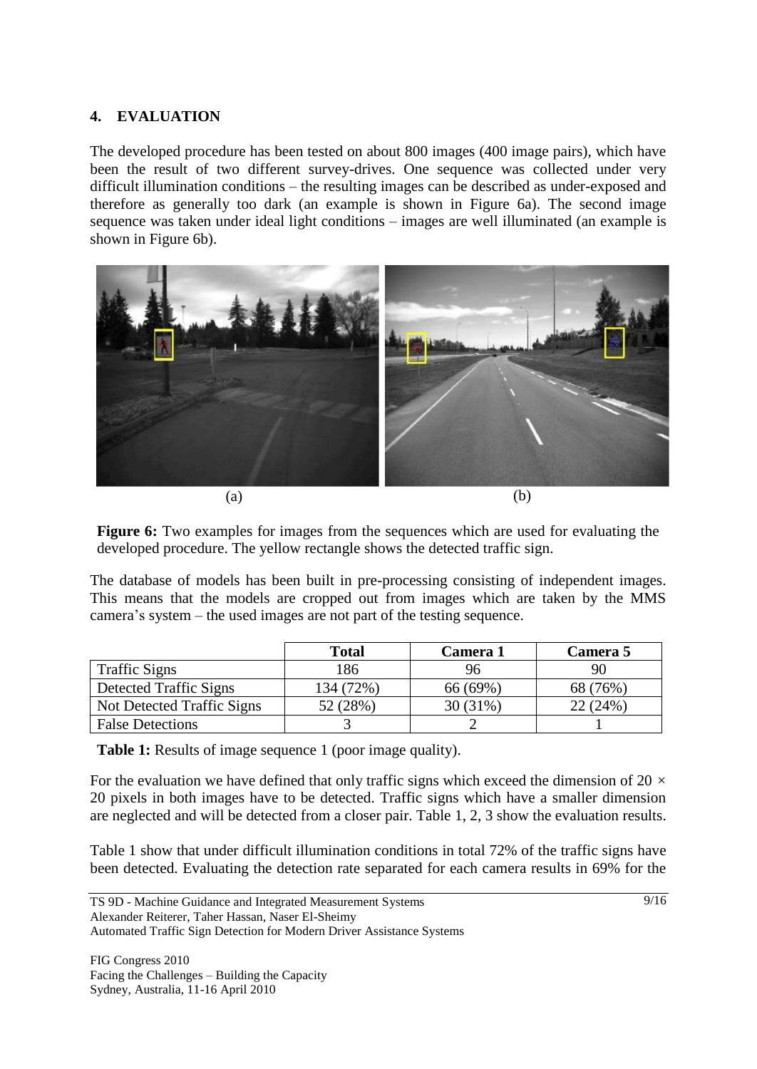## 4. EVALUATION

The developed procedure has been tested on about 800 images (400 image pairs), which have been the result of two different survey-drives. One sequence was collected under very difficult illumination conditions – the resulting images can be described as under-exposed and therefore as generally too dark (an example is shown in Figure 6a). The second image sequence was taken under ideal light conditions – images are well illuminated (an example is shown in Figure 6b).

(a) (b)

**Figure 6:** Two examples for images from the sequences which are used for evaluating the developed procedure. The yellow rectangle shows the detected traffic sign.

The database of models has been built in pre-processing consisting of independent images. This means that the models are cropped out from images which are taken by the MMS camera's system – the used images are not part of the testing sequence.

| | Total | Camera 1 | Camera 5 |
|---|---|---|---|
| Traffic Signs | 186 | 96 | 90 |
| Detected Traffic Signs | 134 (72%) | 66 (69%) | 68 (76%) |
| Not Detected Traffic Signs | 52 (28%) | 30 (31%) | 22 (24%) |
| False Detections | 3 | 2 | 1 |

**Table 1:** Results of image sequence 1 (poor image quality).

For the evaluation we have defined that only traffic signs which exceed the dimension of $20 \times 20$ pixels in both images have to be detected. Traffic signs which have a smaller dimension are neglected and will be detected from a closer pair. Table 1, 2, 3 show the evaluation results.

Table 1 show that under difficult illumination conditions in total 72% of the traffic signs have been detected. Evaluating the detection rate separated for each camera results in 69% for the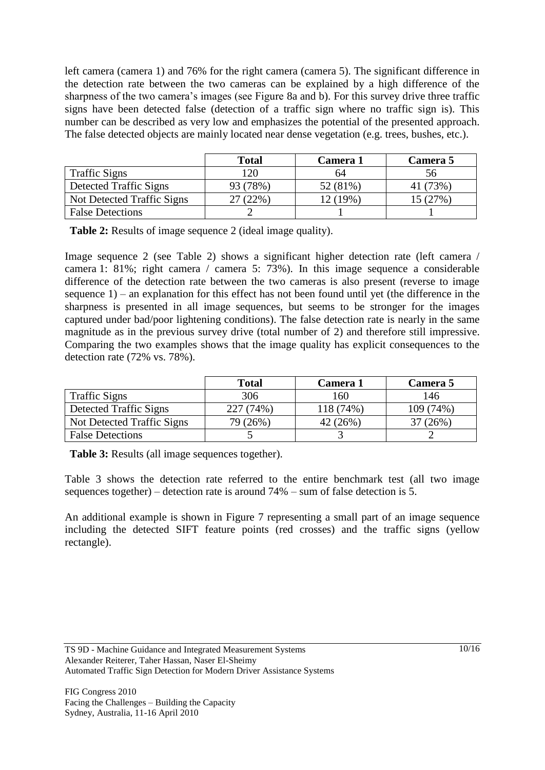left camera (camera 1) and 76% for the right camera (camera 5). The significant difference in the detection rate between the two cameras can be explained by a high difference of the sharpness of the two camera's images (see Figure 8a and b). For this survey drive three traffic signs have been detected false (detection of a traffic sign where no traffic sign is). This number can be described as very low and emphasizes the potential of the presented approach. The false detected objects are mainly located near dense vegetation (e.g. trees, bushes, etc.).

| | **Total** | **Camera 1** | **Camera 5** |
|---|---|---|---|
| Traffic Signs | 120 | 64 | 56 |
| Detected Traffic Signs | 93 (78%) | 52 (81%) | 41 (73%) |
| Not Detected Traffic Signs | 27 (22%) | 12 (19%) | 15 (27%) |
| False Detections | 2 | 1 | 1 |

**Table 2:** Results of image sequence 2 (ideal image quality).

Image sequence 2 (see Table 2) shows a significant higher detection rate (left camera / camera 1: 81%; right camera / camera 5: 73%). In this image sequence a considerable difference of the detection rate between the two cameras is also present (reverse to image sequence 1) – an explanation for this effect has not been found until yet (the difference in the sharpness is presented in all image sequences, but seems to be stronger for the images captured under bad/poor lightening conditions). The false detection rate is nearly in the same magnitude as in the previous survey drive (total number of 2) and therefore still impressive. Comparing the two examples shows that the image quality has explicit consequences to the detection rate (72% vs. 78%).

| | **Total** | **Camera 1** | **Camera 5** |
|---|---|---|---|
| Traffic Signs | 306 | 160 | 146 |
| Detected Traffic Signs | 227 (74%) | 118 (74%) | 109 (74%) |
| Not Detected Traffic Signs | 79 (26%) | 42 (26%) | 37 (26%) |
| False Detections | 5 | 3 | 2 |

**Table 3:** Results (all image sequences together).

Table 3 shows the detection rate referred to the entire benchmark test (all two image sequences together) – detection rate is around 74% – sum of false detection is 5.

An additional example is shown in Figure 7 representing a small part of an image sequence including the detected SIFT feature points (red crosses) and the traffic signs (yellow rectangle).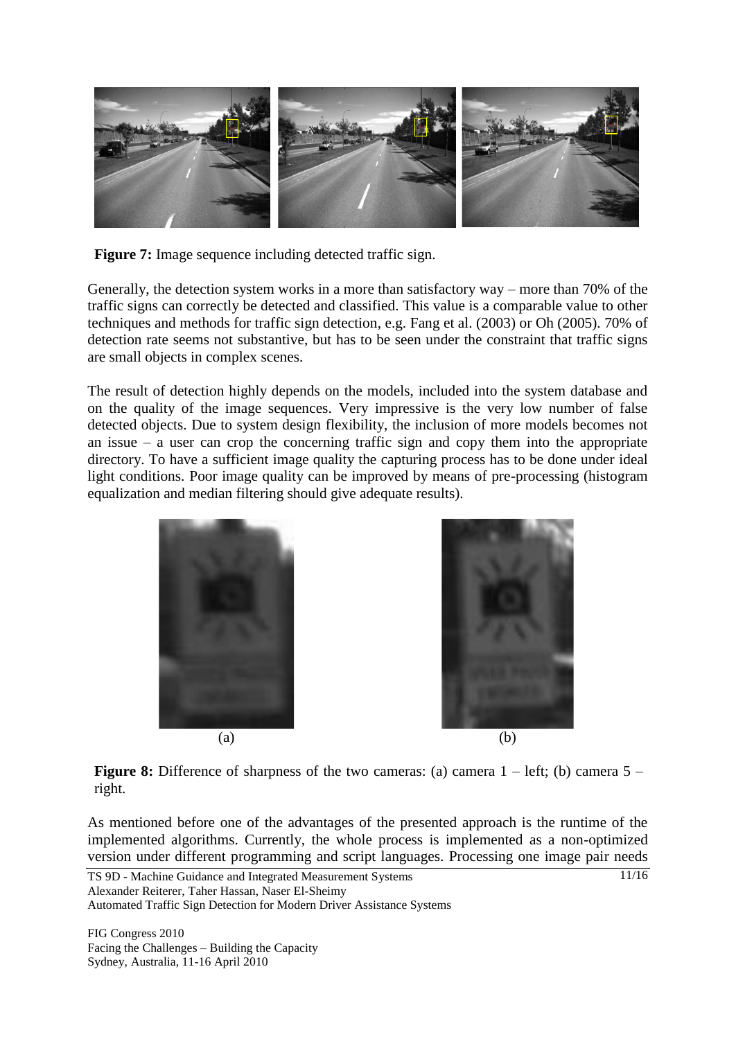**Figure 7:** Image sequence including detected traffic sign.

Generally, the detection system works in a more than satisfactory way – more than 70% of the traffic signs can correctly be detected and classified. This value is a comparable value to other techniques and methods for traffic sign detection, e.g. Fang et al. (2003) or Oh (2005). 70% of detection rate seems not substantive, but has to be seen under the constraint that traffic signs are small objects in complex scenes.

The result of detection highly depends on the models, included into the system database and on the quality of the image sequences. Very impressive is the very low number of false detected objects. Due to system design flexibility, the inclusion of more models becomes not an issue – a user can crop the concerning traffic sign and copy them into the appropriate directory. To have a sufficient image quality the capturing process has to be done under ideal light conditions. Poor image quality can be improved by means of pre-processing (histogram equalization and median filtering should give adequate results).

(a) (b)

**Figure 8:** Difference of sharpness of the two cameras: (a) camera 1 – left; (b) camera 5 – right.

As mentioned before one of the advantages of the presented approach is the runtime of the implemented algorithms. Currently, the whole process is implemented as a non-optimized version under different programming and script languages. Processing one image pair needs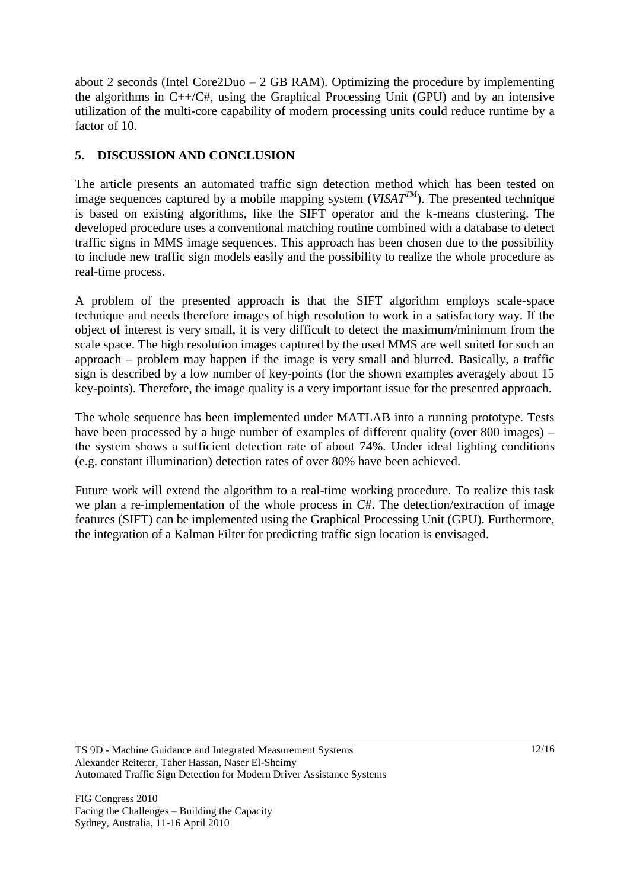about 2 seconds (Intel Core2Duo – 2 GB RAM). Optimizing the procedure by implementing the algorithms in C++/C#, using the Graphical Processing Unit (GPU) and by an intensive utilization of the multi-core capability of modern processing units could reduce runtime by a factor of 10.

## 5. DISCUSSION AND CONCLUSION

The article presents an automated traffic sign detection method which has been tested on image sequences captured by a mobile mapping system (*VISAT*[TM]). The presented technique is based on existing algorithms, like the SIFT operator and the k-means clustering. The developed procedure uses a conventional matching routine combined with a database to detect traffic signs in MMS image sequences. This approach has been chosen due to the possibility to include new traffic sign models easily and the possibility to realize the whole procedure as real-time process.

A problem of the presented approach is that the SIFT algorithm employs scale-space technique and needs therefore images of high resolution to work in a satisfactory way. If the object of interest is very small, it is very difficult to detect the maximum/minimum from the scale space. The high resolution images captured by the used MMS are well suited for such an approach – problem may happen if the image is very small and blurred. Basically, a traffic sign is described by a low number of key-points (for the shown examples averagely about 15 key-points). Therefore, the image quality is a very important issue for the presented approach.

The whole sequence has been implemented under MATLAB into a running prototype. Tests have been processed by a huge number of examples of different quality (over 800 images) – the system shows a sufficient detection rate of about 74%. Under ideal lighting conditions (e.g. constant illumination) detection rates of over 80% have been achieved.

Future work will extend the algorithm to a real-time working procedure. To realize this task we plan a re-implementation of the whole process in *C#*. The detection/extraction of image features (SIFT) can be implemented using the Graphical Processing Unit (GPU). Furthermore, the integration of a Kalman Filter for predicting traffic sign location is envisaged.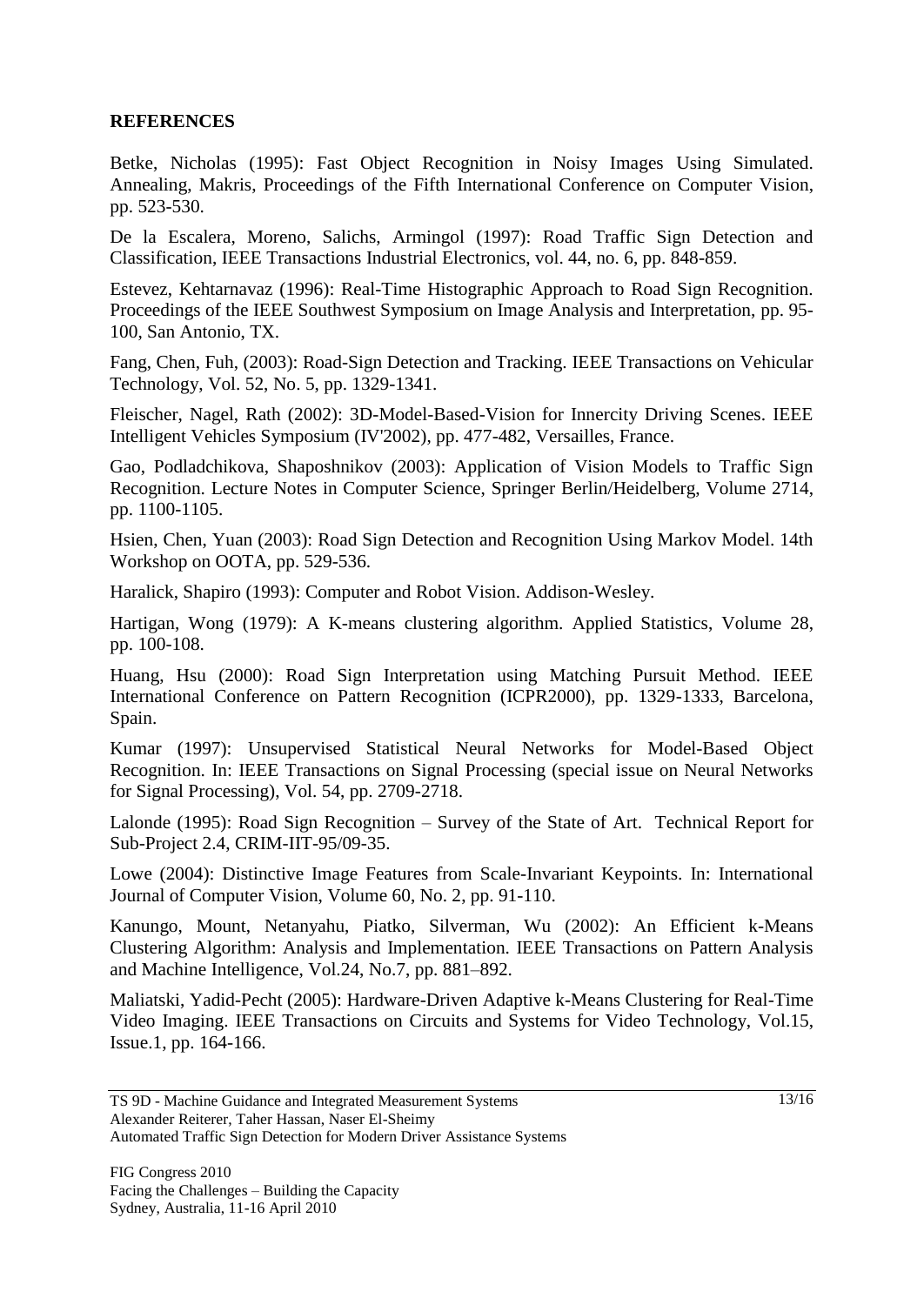## REFERENCES

Betke, Nicholas (1995): Fast Object Recognition in Noisy Images Using Simulated. Annealing, Makris, Proceedings of the Fifth International Conference on Computer Vision, pp. 523-530.

De la Escalera, Moreno, Salichs, Armingol (1997): Road Traffic Sign Detection and Classification, IEEE Transactions Industrial Electronics, vol. 44, no. 6, pp. 848-859.

Estevez, Kehtarnavaz (1996): Real-Time Histographic Approach to Road Sign Recognition. Proceedings of the IEEE Southwest Symposium on Image Analysis and Interpretation, pp. 95-100, San Antonio, TX.

Fang, Chen, Fuh, (2003): Road-Sign Detection and Tracking. IEEE Transactions on Vehicular Technology, Vol. 52, No. 5, pp. 1329-1341.

Fleischer, Nagel, Rath (2002): 3D-Model-Based-Vision for Innercity Driving Scenes. IEEE Intelligent Vehicles Symposium (IV'2002), pp. 477-482, Versailles, France.

Gao, Podladchikova, Shaposhnikov (2003): Application of Vision Models to Traffic Sign Recognition. Lecture Notes in Computer Science, Springer Berlin/Heidelberg, Volume 2714, pp. 1100-1105.

Hsien, Chen, Yuan (2003): Road Sign Detection and Recognition Using Markov Model. 14th Workshop on OOTA, pp. 529-536.

Haralick, Shapiro (1993): Computer and Robot Vision. Addison-Wesley.

Hartigan, Wong (1979): A K-means clustering algorithm. Applied Statistics, Volume 28, pp. 100-108.

Huang, Hsu (2000): Road Sign Interpretation using Matching Pursuit Method. IEEE International Conference on Pattern Recognition (ICPR2000), pp. 1329-1333, Barcelona, Spain.

Kumar (1997): Unsupervised Statistical Neural Networks for Model-Based Object Recognition. In: IEEE Transactions on Signal Processing (special issue on Neural Networks for Signal Processing), Vol. 54, pp. 2709-2718.

Lalonde (1995): Road Sign Recognition – Survey of the State of Art. Technical Report for Sub-Project 2.4, CRIM-IIT-95/09-35.

Lowe (2004): Distinctive Image Features from Scale-Invariant Keypoints. In: International Journal of Computer Vision, Volume 60, No. 2, pp. 91-110.

Kanungo, Mount, Netanyahu, Piatko, Silverman, Wu (2002): An Efficient k-Means Clustering Algorithm: Analysis and Implementation. IEEE Transactions on Pattern Analysis and Machine Intelligence, Vol.24, No.7, pp. 881–892.

Maliatski, Yadid-Pecht (2005): Hardware-Driven Adaptive k-Means Clustering for Real-Time Video Imaging. IEEE Transactions on Circuits and Systems for Video Technology, Vol.15, Issue.1, pp. 164-166.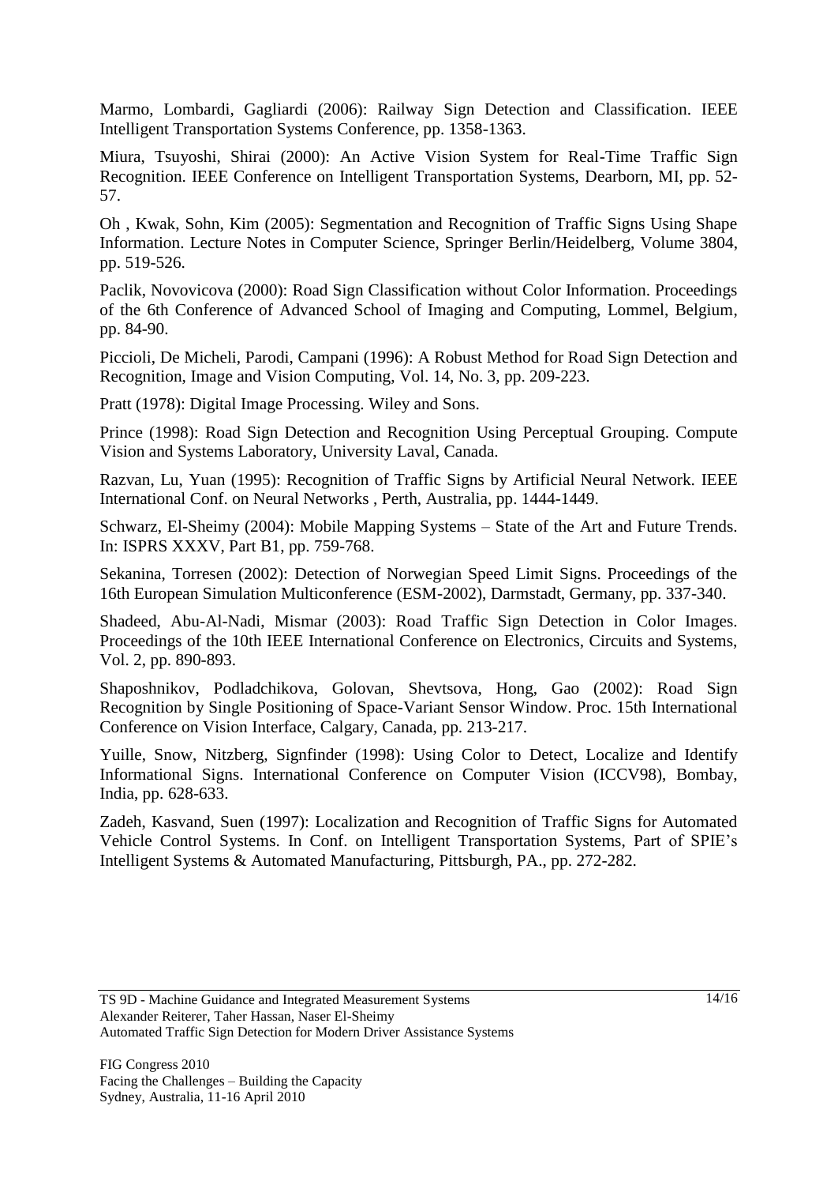Marmo, Lombardi, Gagliardi (2006): Railway Sign Detection and Classification. IEEE Intelligent Transportation Systems Conference, pp. 1358-1363.

Miura, Tsuyoshi, Shirai (2000): An Active Vision System for Real-Time Traffic Sign Recognition. IEEE Conference on Intelligent Transportation Systems, Dearborn, MI, pp. 52-57.

Oh , Kwak, Sohn, Kim (2005): Segmentation and Recognition of Traffic Signs Using Shape Information. Lecture Notes in Computer Science, Springer Berlin/Heidelberg, Volume 3804, pp. 519-526.

Paclik, Novovicova (2000): Road Sign Classification without Color Information. Proceedings of the 6th Conference of Advanced School of Imaging and Computing, Lommel, Belgium, pp. 84-90.

Piccioli, De Micheli, Parodi, Campani (1996): A Robust Method for Road Sign Detection and Recognition, Image and Vision Computing, Vol. 14, No. 3, pp. 209-223.

Pratt (1978): Digital Image Processing. Wiley and Sons.

Prince (1998): Road Sign Detection and Recognition Using Perceptual Grouping. Compute Vision and Systems Laboratory, University Laval, Canada.

Razvan, Lu, Yuan (1995): Recognition of Traffic Signs by Artificial Neural Network. IEEE International Conf. on Neural Networks , Perth, Australia, pp. 1444-1449.

Schwarz, El-Sheimy (2004): Mobile Mapping Systems – State of the Art and Future Trends. In: ISPRS XXXV, Part B1, pp. 759-768.

Sekanina, Torresen (2002): Detection of Norwegian Speed Limit Signs. Proceedings of the 16th European Simulation Multiconference (ESM-2002), Darmstadt, Germany, pp. 337-340.

Shadeed, Abu-Al-Nadi, Mismar (2003): Road Traffic Sign Detection in Color Images. Proceedings of the 10th IEEE International Conference on Electronics, Circuits and Systems, Vol. 2, pp. 890-893.

Shaposhnikov, Podladchikova, Golovan, Shevtsova, Hong, Gao (2002): Road Sign Recognition by Single Positioning of Space-Variant Sensor Window. Proc. 15th International Conference on Vision Interface, Calgary, Canada, pp. 213-217.

Yuille, Snow, Nitzberg, Signfinder (1998): Using Color to Detect, Localize and Identify Informational Signs. International Conference on Computer Vision (ICCV98), Bombay, India, pp. 628-633.

Zadeh, Kasvand, Suen (1997): Localization and Recognition of Traffic Signs for Automated Vehicle Control Systems. In Conf. on Intelligent Transportation Systems, Part of SPIE's Intelligent Systems & Automated Manufacturing, Pittsburgh, PA., pp. 272-282.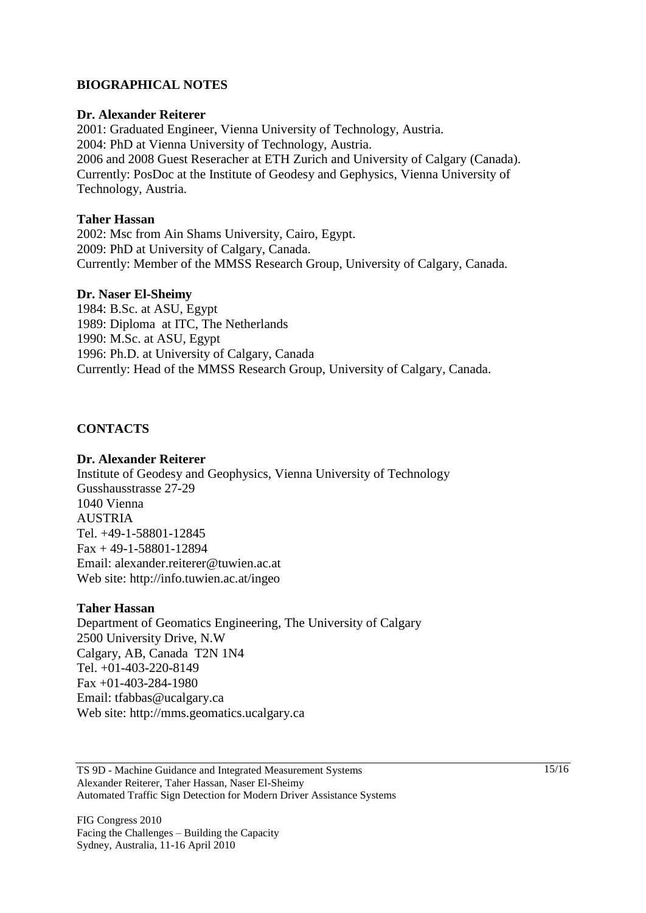## BIOGRAPHICAL NOTES

**Dr. Alexander Reiterer**
2001: Graduated Engineer, Vienna University of Technology, Austria.
2004: PhD at Vienna University of Technology, Austria.
2006 and 2008 Guest Reseracher at ETH Zurich and University of Calgary (Canada).
Currently: PosDoc at the Institute of Geodesy and Gephysics, Vienna University of Technology, Austria.

**Taher Hassan**
2002: Msc from Ain Shams University, Cairo, Egypt.
2009: PhD at University of Calgary, Canada.
Currently: Member of the MMSS Research Group, University of Calgary, Canada.

**Dr. Naser El-Sheimy**
1984: B.Sc. at ASU, Egypt
1989: Diploma at ITC, The Netherlands
1990: M.Sc. at ASU, Egypt
1996: Ph.D. at University of Calgary, Canada
Currently: Head of the MMSS Research Group, University of Calgary, Canada.

## CONTACTS

**Dr. Alexander Reiterer**
Institute of Geodesy and Geophysics, Vienna University of Technology
Gusshausstrasse 27-29
1040 Vienna
AUSTRIA
Tel. +49-1-58801-12845
Fax + 49-1-58801-12894
Email: alexander.reiterer@tuwien.ac.at
Web site: http://info.tuwien.ac.at/ingeo

**Taher Hassan**
Department of Geomatics Engineering, The University of Calgary
2500 University Drive, N.W
Calgary, AB, Canada T2N 1N4
Tel. +01-403-220-8149
Fax +01-403-284-1980
Email: tfabbas@ucalgary.ca
Web site: http://mms.geomatics.ucalgary.ca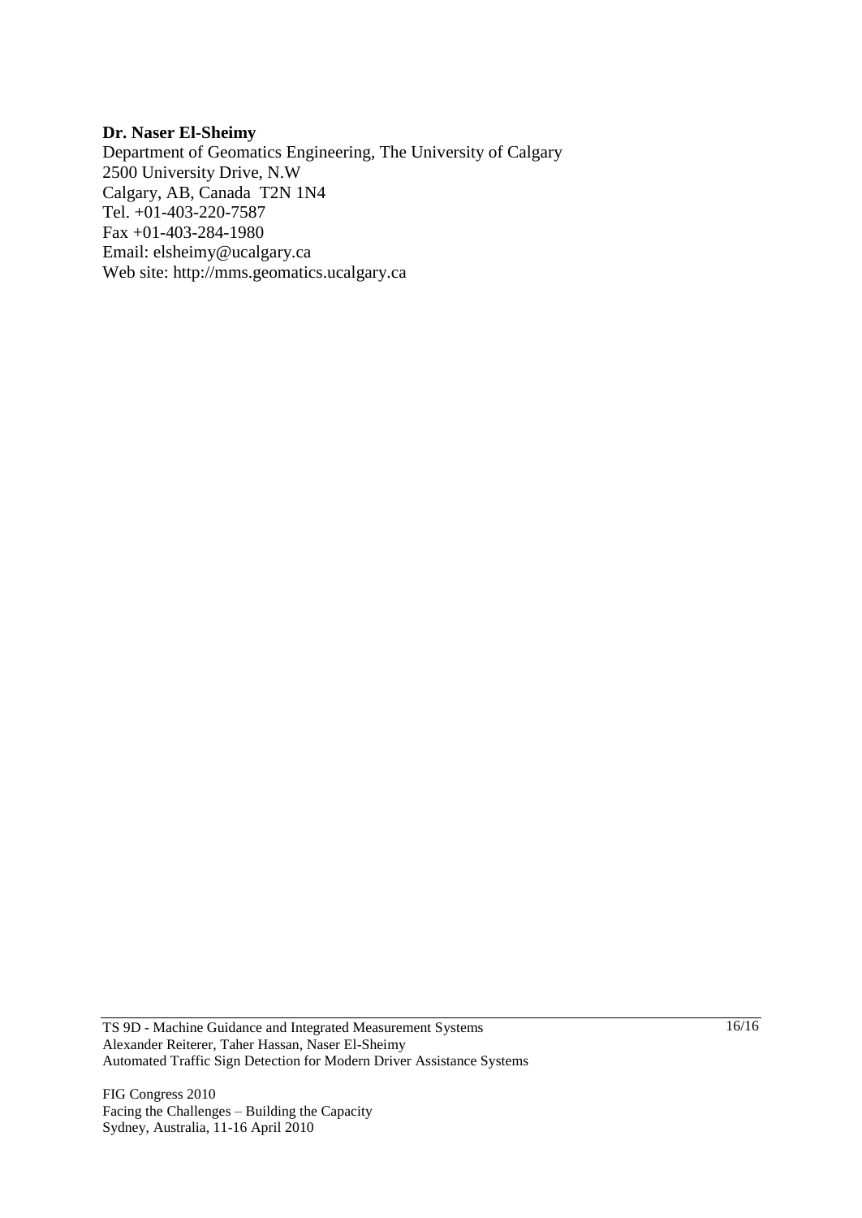**Dr. Naser El-Sheimy**
Department of Geomatics Engineering, The University of Calgary
2500 University Drive, N.W
Calgary, AB, Canada  T2N 1N4
Tel. +01-403-220-7587
Fax +01-403-284-1980
Email: elsheimy@ucalgary.ca
Web site: http://mms.geomatics.ucalgary.ca